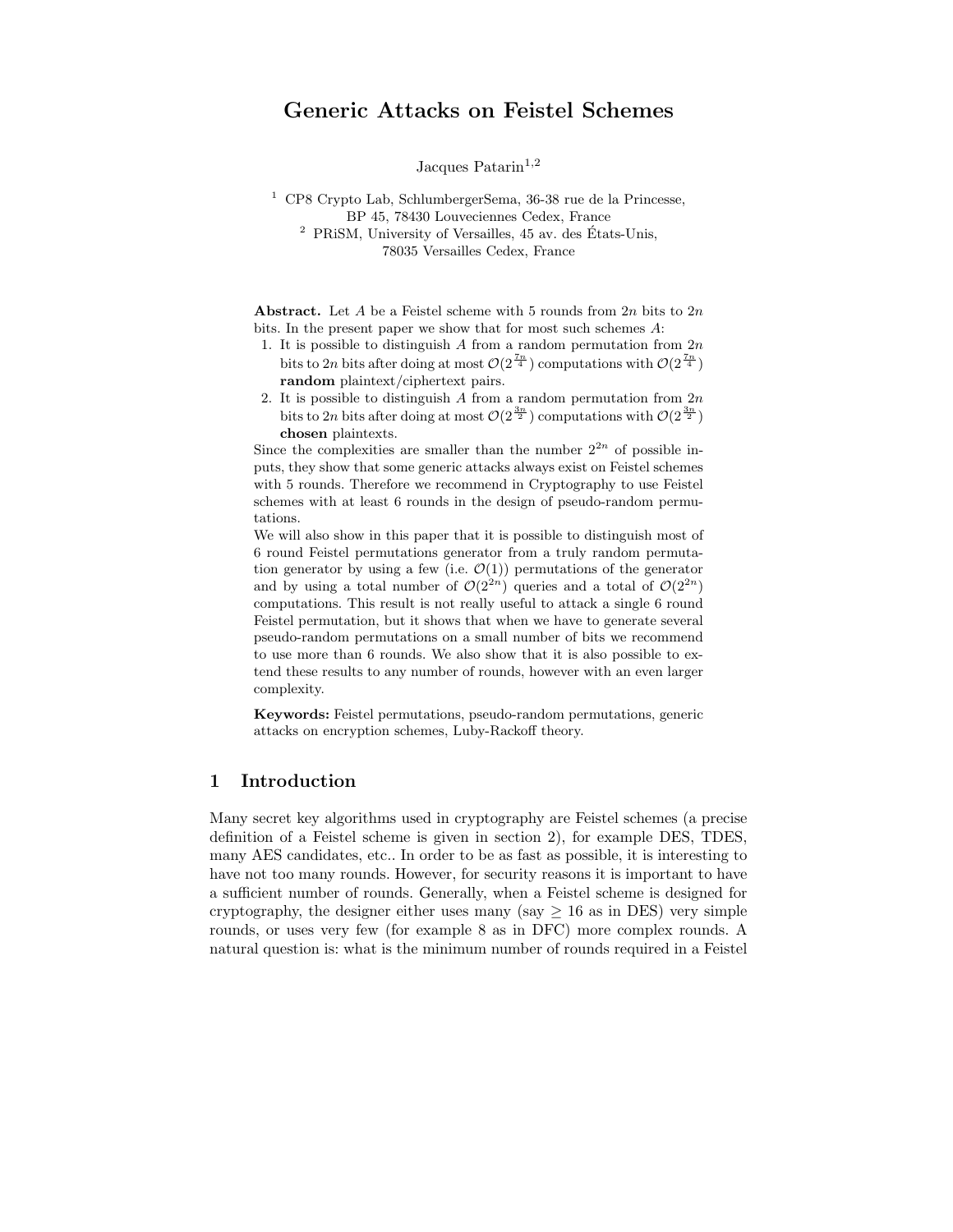# Generic Attacks on Feistel Schemes

Jacques Patarin[1,2]

[1] CP8 Crypto Lab, SchlumbergerSema, 36-38 rue de la Princesse, BP 45, 78430 Louveciennes Cedex, France
[2] PRiSM, University of Versailles, 45 av. des États-Unis, 78035 Versailles Cedex, France

**Abstract.** Let $A$ be a Feistel scheme with 5 rounds from $2n$ bits to $2n$ bits. In the present paper we show that for most such schemes $A$:

1. It is possible to distinguish $A$ from a random permutation from $2n$ bits to $2n$ bits after doing at most $\mathcal{O}(2^{\frac{7n}{4}})$ computations with $\mathcal{O}(2^{\frac{7n}{4}})$ **random** plaintext/ciphertext pairs.
2. It is possible to distinguish $A$ from a random permutation from $2n$ bits to $2n$ bits after doing at most $\mathcal{O}(2^{\frac{3n}{2}})$ computations with $\mathcal{O}(2^{\frac{3n}{2}})$ **chosen** plaintexts.

Since the complexities are smaller than the number $2^{2n}$ of possible inputs, they show that some generic attacks always exist on Feistel schemes with 5 rounds. Therefore we recommend in Cryptography to use Feistel schemes with at least 6 rounds in the design of pseudo-random permutations.

We will also show in this paper that it is possible to distinguish most of 6 round Feistel permutations generator from a truly random permutation generator by using a few (i.e. $\mathcal{O}(1)$) permutations of the generator and by using a total number of $\mathcal{O}(2^{2n})$ queries and a total of $\mathcal{O}(2^{2n})$ computations. This result is not really useful to attack a single 6 round Feistel permutation, but it shows that when we have to generate several pseudo-random permutations on a small number of bits we recommend to use more than 6 rounds. We also show that it is also possible to extend these results to any number of rounds, however with an even larger complexity.

**Keywords:** Feistel permutations, pseudo-random permutations, generic attacks on encryption schemes, Luby-Rackoff theory.

## 1 Introduction

Many secret key algorithms used in cryptography are Feistel schemes (a precise definition of a Feistel scheme is given in section 2), for example DES, TDES, many AES candidates, etc.. In order to be as fast as possible, it is interesting to have not too many rounds. However, for security reasons it is important to have a sufficient number of rounds. Generally, when a Feistel scheme is designed for cryptography, the designer either uses many (say $\geq 16$ as in DES) very simple rounds, or uses very few (for example 8 as in DFC) more complex rounds. A natural question is: what is the minimum number of rounds required in a Feistel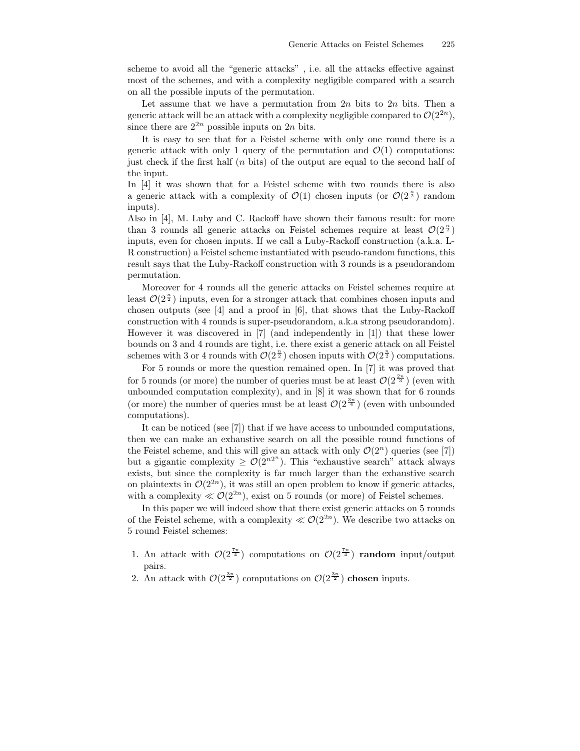scheme to avoid all the "generic attacks" , i.e. all the attacks effective against most of the schemes, and with a complexity negligible compared with a search on all the possible inputs of the permutation.

Let assume that we have a permutation from $2n$ bits to $2n$ bits. Then a generic attack will be an attack with a complexity negligible compared to $\mathcal{O}(2^{2n})$, since there are $2^{2n}$ possible inputs on $2n$ bits.

It is easy to see that for a Feistel scheme with only one round there is a generic attack with only 1 query of the permutation and $\mathcal{O}(1)$ computations: just check if the first half ($n$ bits) of the output are equal to the second half of the input.
In [4] it was shown that for a Feistel scheme with two rounds there is also a generic attack with a complexity of $\mathcal{O}(1)$ chosen inputs (or $\mathcal{O}(2^{\frac{n}{2}})$ random inputs).
Also in [4], M. Luby and C. Rackoff have shown their famous result: for more than 3 rounds all generic attacks on Feistel schemes require at least $\mathcal{O}(2^{\frac{n}{2}})$ inputs, even for chosen inputs. If we call a Luby-Rackoff construction (a.k.a. L-R construction) a Feistel scheme instantiated with pseudo-random functions, this result says that the Luby-Rackoff construction with 3 rounds is a pseudorandom permutation.

Moreover for 4 rounds all the generic attacks on Feistel schemes require at least $\mathcal{O}(2^{\frac{n}{2}})$ inputs, even for a stronger attack that combines chosen inputs and chosen outputs (see [4] and a proof in [6], that shows that the Luby-Rackoff construction with 4 rounds is super-pseudorandom, a.k.a strong pseudorandom). However it was discovered in [7] (and independently in [1]) that these lower bounds on 3 and 4 rounds are tight, i.e. there exist a generic attack on all Feistel schemes with 3 or 4 rounds with $\mathcal{O}(2^{\frac{n}{2}})$ chosen inputs with $\mathcal{O}(2^{\frac{n}{2}})$ computations.

For 5 rounds or more the question remained open. In [7] it was proved that for 5 rounds (or more) the number of queries must be at least $\mathcal{O}(2^{\frac{2n}{3}})$ (even with unbounded computation complexity), and in [8] it was shown that for 6 rounds (or more) the number of queries must be at least $\mathcal{O}(2^{\frac{3n}{4}})$ (even with unbounded computations).

It can be noticed (see [7]) that if we have access to unbounded computations, then we can make an exhaustive search on all the possible round functions of the Feistel scheme, and this will give an attack with only $\mathcal{O}(2^{n})$ queries (see [7]) but a gigantic complexity $\geq \mathcal{O}(2^{n2^n})$. This "exhaustive search" attack always exists, but since the complexity is far much larger than the exhaustive search on plaintexts in $\mathcal{O}(2^{2n})$, it was still an open problem to know if generic attacks, with a complexity $\ll \mathcal{O}(2^{2n})$, exist on 5 rounds (or more) of Feistel schemes.

In this paper we will indeed show that there exist generic attacks on 5 rounds of the Feistel scheme, with a complexity $\ll \mathcal{O}(2^{2n})$. We describe two attacks on 5 round Feistel schemes:

1. An attack with $\mathcal{O}(2^{\frac{7n}{4}})$ computations on $\mathcal{O}(2^{\frac{7n}{4}})$ **random** input/output pairs.
2. An attack with $\mathcal{O}(2^{\frac{3n}{2}})$ computations on $\mathcal{O}(2^{\frac{3n}{2}})$ **chosen** inputs.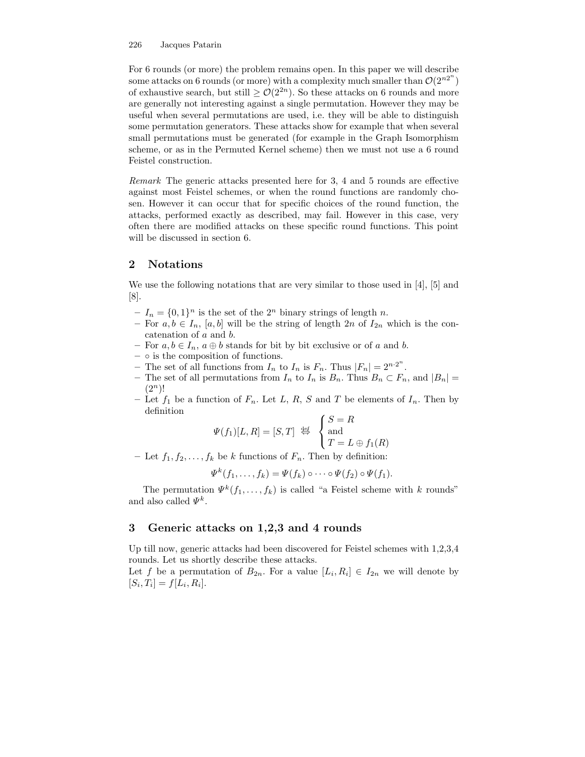For 6 rounds (or more) the problem remains open. In this paper we will describe some attacks on 6 rounds (or more) with a complexity much smaller than $\mathcal{O}(2^{n2^n})$ of exhaustive search, but still $\geq \mathcal{O}(2^{2n})$. So these attacks on 6 rounds and more are generally not interesting against a single permutation. However they may be useful when several permutations are used, i.e. they will be able to distinguish some permutation generators. These attacks show for example that when several small permutations must be generated (for example in the Graph Isomorphism scheme, or as in the Permuted Kernel scheme) then we must not use a 6 round Feistel construction.

*Remark* The generic attacks presented here for 3, 4 and 5 rounds are effective against most Feistel schemes, or when the round functions are randomly chosen. However it can occur that for specific choices of the round function, the attacks, performed exactly as described, may fail. However in this case, very often there are modified attacks on these specific round functions. This point will be discussed in section 6.

## 2 Notations

We use the following notations that are very similar to those used in [4], [5] and [8].

- $I_n = \{0,1\}^n$ is the set of the $2^n$ binary strings of length $n$.
- For $a, b \in I_n$, $[a, b]$ will be the string of length $2n$ of $I_{2n}$ which is the concatenation of $a$ and $b$.
- For $a, b \in I_n$, $a \oplus b$ stands for bit by bit exclusive or of $a$ and $b$.
- $\circ$ is the composition of functions.
- The set of all functions from $I_n$ to $I_n$ is $F_n$. Thus $|F_n| = 2^{n \cdot 2^n}$.
- The set of all permutations from $I_n$ to $I_n$ is $B_n$. Thus $B_n \subset F_n$, and $|B_n| = (2^n)!$
- Let $f_1$ be a function of $F_n$. Let $L$, $R$, $S$ and $T$ be elements of $I_n$. Then by definition

$$\Psi(f_1)[L, R] = [S, T] \overset{\text{def}}{\Leftrightarrow} \begin{cases} S = R \\ \text{and} \\ T = L \oplus f_1(R) \end{cases}$$

- Let $f_1, f_2, \ldots, f_k$ be $k$ functions of $F_n$. Then by definition:

$$\Psi^k(f_1, \ldots, f_k) = \Psi(f_k) \circ \cdots \circ \Psi(f_2) \circ \Psi(f_1).$$

The permutation $\Psi^k(f_1, \ldots, f_k)$ is called "a Feistel scheme with $k$ rounds" and also called $\Psi^k$.

## 3 Generic attacks on 1,2,3 and 4 rounds

Up till now, generic attacks had been discovered for Feistel schemes with 1,2,3,4 rounds. Let us shortly describe these attacks.

Let $f$ be a permutation of $B_{2n}$. For a value $[L_i, R_i] \in I_{2n}$ we will denote by $[S_i, T_i] = f[L_i, R_i]$.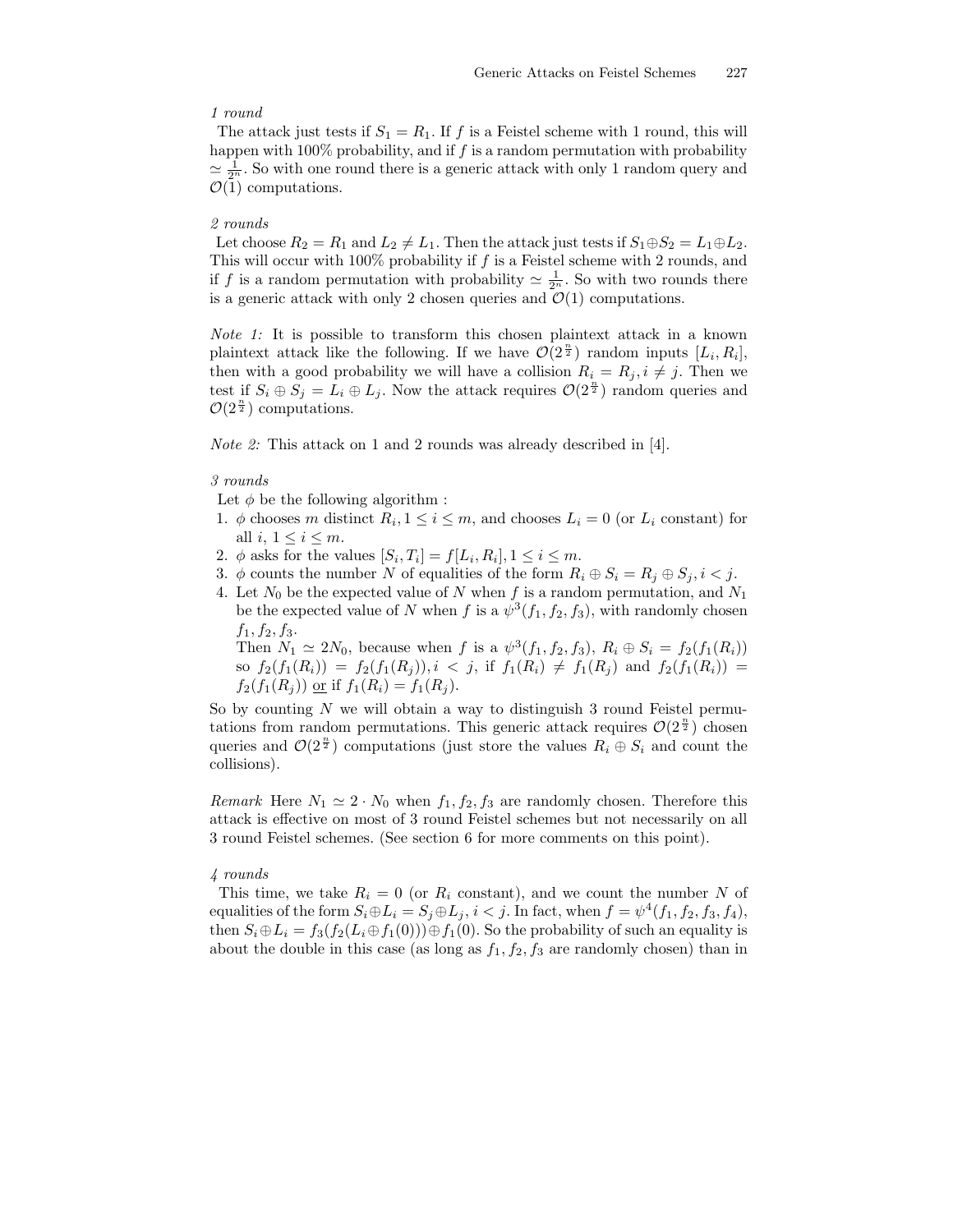*1 round*

The attack just tests if $S_1 = R_1$. If $f$ is a Feistel scheme with 1 round, this will happen with 100% probability, and if $f$ is a random permutation with probability $\simeq \frac{1}{2^n}$. So with one round there is a generic attack with only 1 random query and $\mathcal{O}(1)$ computations.

*2 rounds*

Let choose $R_2 = R_1$ and $L_2 \neq L_1$. Then the attack just tests if $S_1 \oplus S_2 = L_1 \oplus L_2$. This will occur with 100% probability if $f$ is a Feistel scheme with 2 rounds, and if $f$ is a random permutation with probability $\simeq \frac{1}{2^n}$. So with two rounds there is a generic attack with only 2 chosen queries and $\mathcal{O}(1)$ computations.

*Note 1:* It is possible to transform this chosen plaintext attack in a known plaintext attack like the following. If we have $\mathcal{O}(2^{\frac{n}{2}})$ random inputs $[L_i, R_i]$, then with a good probability we will have a collision $R_i = R_j, i \neq j$. Then we test if $S_i \oplus S_j = L_i \oplus L_j$. Now the attack requires $\mathcal{O}(2^{\frac{n}{2}})$ random queries and $\mathcal{O}(2^{\frac{n}{2}})$ computations.

*Note 2:* This attack on 1 and 2 rounds was already described in [4].

*3 rounds*

Let $\phi$ be the following algorithm :

1. $\phi$ chooses $m$ distinct $R_i, 1 \leq i \leq m$, and chooses $L_i = 0$ (or $L_i$ constant) for all $i$, $1 \leq i \leq m$.
2. $\phi$ asks for the values $[S_i, T_i] = f[L_i, R_i], 1 \leq i \leq m$.
3. $\phi$ counts the number $N$ of equalities of the form $R_i \oplus S_i = R_j \oplus S_j, i < j$.
4. Let $N_0$ be the expected value of $N$ when $f$ is a random permutation, and $N_1$ be the expected value of $N$ when $f$ is a $\psi^3(f_1, f_2, f_3)$, with randomly chosen $f_1, f_2, f_3$.
   Then $N_1 \simeq 2N_0$, because when $f$ is a $\psi^3(f_1, f_2, f_3)$, $R_i \oplus S_i = f_2(f_1(R_i))$ so $f_2(f_1(R_i)) = f_2(f_1(R_j)), i < j$, if $f_1(R_i) \neq f_1(R_j)$ and $f_2(f_1(R_i)) = f_2(f_1(R_j))$ <u>or</u> if $f_1(R_i) = f_1(R_j)$.

So by counting $N$ we will obtain a way to distinguish 3 round Feistel permutations from random permutations. This generic attack requires $\mathcal{O}(2^{\frac{n}{2}})$ chosen queries and $\mathcal{O}(2^{\frac{n}{2}})$ computations (just store the values $R_i \oplus S_i$ and count the collisions).

*Remark* Here $N_1 \simeq 2 \cdot N_0$ when $f_1, f_2, f_3$ are randomly chosen. Therefore this attack is effective on most of 3 round Feistel schemes but not necessarily on all 3 round Feistel schemes. (See section 6 for more comments on this point).

*4 rounds*

This time, we take $R_i = 0$ (or $R_i$ constant), and we count the number $N$ of equalities of the form $S_i \oplus L_i = S_j \oplus L_j, i < j$. In fact, when $f = \psi^4(f_1, f_2, f_3, f_4)$, then $S_i \oplus L_i = f_3(f_2(L_i \oplus f_1(0))) \oplus f_1(0)$. So the probability of such an equality is about the double in this case (as long as $f_1, f_2, f_3$ are randomly chosen) than in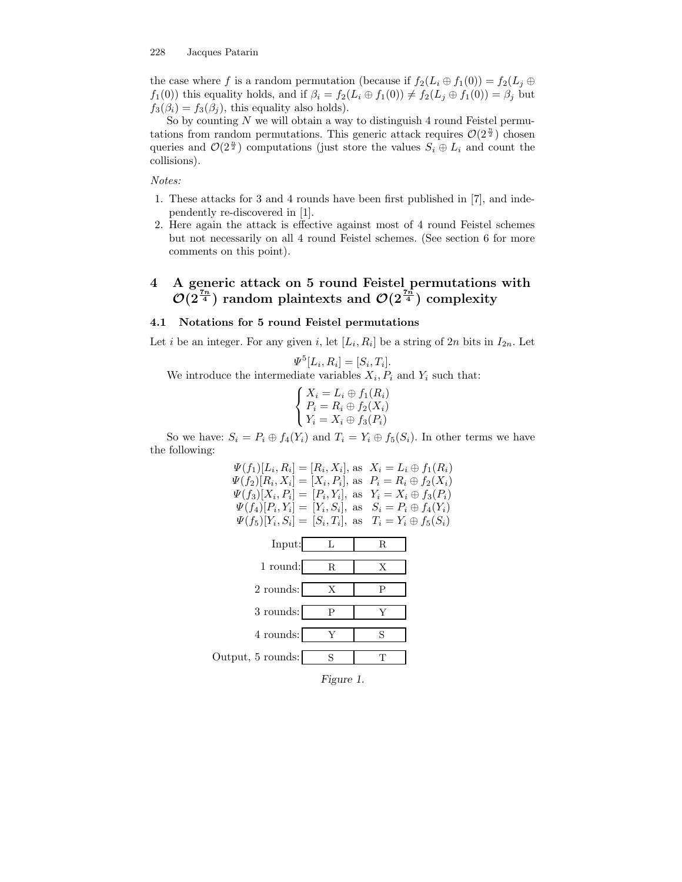the case where $f$ is a random permutation (because if $f_2(L_i \oplus f_1(0)) = f_2(L_j \oplus f_1(0))$ this equality holds, and if $\beta_i = f_2(L_i \oplus f_1(0)) \neq f_2(L_j \oplus f_1(0)) = \beta_j$ but $f_3(\beta_i) = f_3(\beta_j)$, this equality also holds).

So by counting $N$ we will obtain a way to distinguish 4 round Feistel permutations from random permutations. This generic attack requires $\mathcal{O}(2^{\frac{n}{2}})$ chosen queries and $\mathcal{O}(2^{\frac{n}{2}})$ computations (just store the values $S_i \oplus L_i$ and count the collisions).

*Notes:*

1. These attacks for 3 and 4 rounds have been first published in [7], and independently re-discovered in [1].
2. Here again the attack is effective against most of 4 round Feistel schemes but not necessarily on all 4 round Feistel schemes. (See section 6 for more comments on this point).

## 4 A generic attack on 5 round Feistel permutations with $\mathcal{O}(2^{\frac{7n}{4}})$ random plaintexts and $\mathcal{O}(2^{\frac{7n}{4}})$ complexity

### 4.1 Notations for 5 round Feistel permutations

Let $i$ be an integer. For any given $i$, let $[L_i, R_i]$ be a string of $2n$ bits in $I_{2n}$. Let

$$\Psi^5[L_i, R_i] = [S_i, T_i].$$

We introduce the intermediate variables $X_i$, $P_i$ and $Y_i$ such that:

$$\begin{cases} X_i = L_i \oplus f_1(R_i) \\ P_i = R_i \oplus f_2(X_i) \\ Y_i = X_i \oplus f_3(P_i) \end{cases}$$

So we have: $S_i = P_i \oplus f_4(Y_i)$ and $T_i = Y_i \oplus f_5(S_i)$. In other terms we have the following:

$$\begin{array}{ll}
\Psi(f_1)[L_i, R_i] = [R_i, X_i], \text{ as } & X_i = L_i \oplus f_1(R_i) \\
\Psi(f_2)[R_i, X_i] = [X_i, P_i], \text{ as } & P_i = R_i \oplus f_2(X_i) \\
\Psi(f_3)[X_i, P_i] = [P_i, Y_i], \text{ as } & Y_i = X_i \oplus f_3(P_i) \\
\Psi(f_4)[P_i, Y_i] = [Y_i, S_i], \text{ as } & S_i = P_i \oplus f_4(Y_i) \\
\Psi(f_5)[Y_i, S_i] = [S_i, T_i], \text{ as } & T_i = Y_i \oplus f_5(S_i)
\end{array}$$

| | | |
|---|---|---|
| Input: | L | R |
| 1 round: | R | X |
| 2 rounds: | X | P |
| 3 rounds: | P | Y |
| 4 rounds: | Y | S |
| Output, 5 rounds: | S | T |

*Figure 1.*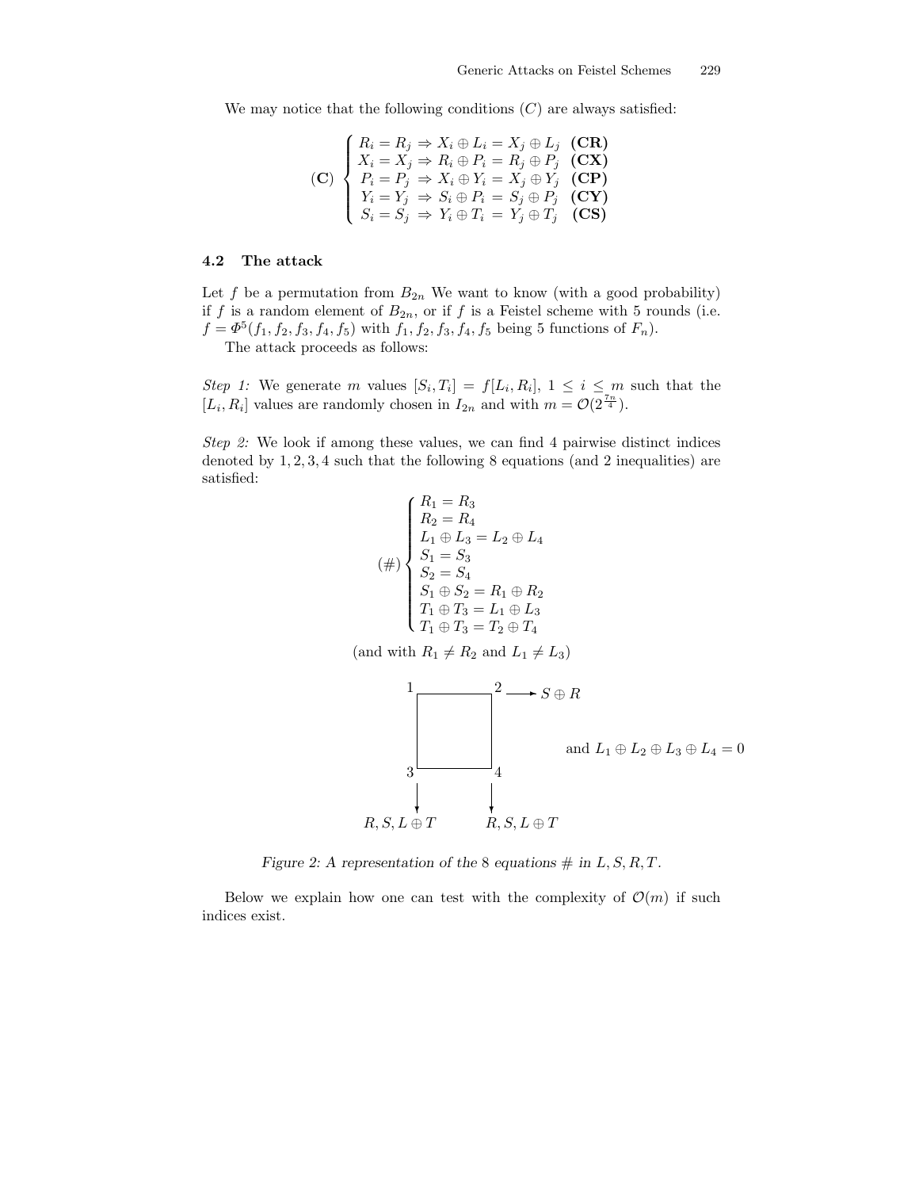We may notice that the following conditions $(C)$ are always satisfied:

$$
(\mathbf{C}) \begin{cases} R_i = R_j \Rightarrow X_i \oplus L_i = X_j \oplus L_j & \mathbf{(CR)} \\ X_i = X_j \Rightarrow R_i \oplus P_i = R_j \oplus P_j & \mathbf{(CX)} \\ P_i = P_j \Rightarrow X_i \oplus Y_i = X_j \oplus Y_j & \mathbf{(CP)} \\ Y_i = Y_j \Rightarrow S_i \oplus P_i = S_j \oplus P_j & \mathbf{(CY)} \\ S_i = S_j \Rightarrow Y_i \oplus T_i = Y_j \oplus T_j & \mathbf{(CS)} \end{cases}
$$

### 4.2 The attack

Let $f$ be a permutation from $B_{2n}$ We want to know (with a good probability) if $f$ is a random element of $B_{2n}$, or if $f$ is a Feistel scheme with 5 rounds (i.e. $f = \Phi^5(f_1, f_2, f_3, f_4, f_5)$ with $f_1, f_2, f_3, f_4, f_5$ being 5 functions of $F_n$).

The attack proceeds as follows:

*Step 1:* We generate $m$ values $[S_i, T_i] = f[L_i, R_i]$, $1 \leq i \leq m$ such that the $[L_i, R_i]$ values are randomly chosen in $I_{2n}$ and with $m = \mathcal{O}(2^{\frac{7n}{4}})$.

*Step 2:* We look if among these values, we can find 4 pairwise distinct indices denoted by $1, 2, 3, 4$ such that the following 8 equations (and 2 inequalities) are satisfied:

$$
(\#) \begin{cases} R_1 = R_3 \\ R_2 = R_4 \\ L_1 \oplus L_3 = L_2 \oplus L_4 \\ S_1 = S_3 \\ S_2 = S_4 \\ S_1 \oplus S_2 = R_1 \oplus R_2 \\ T_1 \oplus T_3 = L_1 \oplus L_3 \\ T_1 \oplus T_3 = T_2 \oplus T_4 \end{cases}
$$

(and with $R_1 \neq R_2$ and $L_1 \neq L_3$)

Figure 2: A representation of the 8 equations # in $L, S, R, T$.

(Diagram: square with corners 1, 2, 3, 4; edge 1–2 labeled $S \oplus R$; edges 1–3 and 2–4 labeled $R, S, L \oplus T$; and $L_1 \oplus L_2 \oplus L_3 \oplus L_4 = 0$)

Below we explain how one can test with the complexity of $\mathcal{O}(m)$ if such indices exist.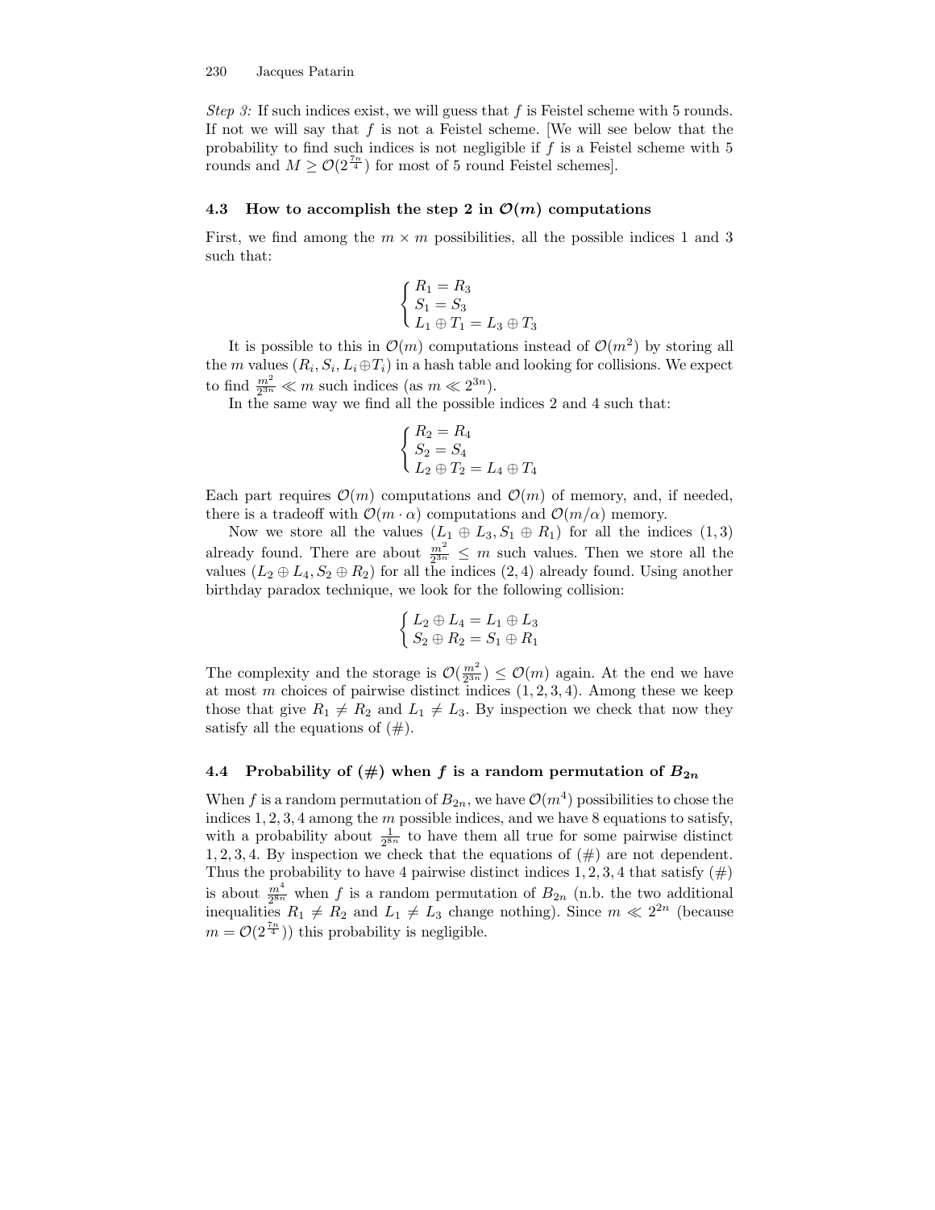*Step 3:* If such indices exist, we will guess that $f$ is Feistel scheme with 5 rounds. If not we will say that $f$ is not a Feistel scheme. [We will see below that the probability to find such indices is not negligible if $f$ is a Feistel scheme with 5 rounds and $M \geq \mathcal{O}(2^{\frac{7n}{4}})$ for most of 5 round Feistel schemes].

### 4.3 How to accomplish the step 2 in $\mathcal{O}(m)$ computations

First, we find among the $m \times m$ possibilities, all the possible indices 1 and 3 such that:

$$\begin{cases} R_1 = R_3 \\ S_1 = S_3 \\ L_1 \oplus T_1 = L_3 \oplus T_3 \end{cases}$$

It is possible to this in $\mathcal{O}(m)$ computations instead of $\mathcal{O}(m^2)$ by storing all the $m$ values $(R_i, S_i, L_i \oplus T_i)$ in a hash table and looking for collisions. We expect to find $\frac{m^2}{2^{3n}} \ll m$ such indices (as $m \ll 2^{3n}$).

In the same way we find all the possible indices 2 and 4 such that:

$$\begin{cases} R_2 = R_4 \\ S_2 = S_4 \\ L_2 \oplus T_2 = L_4 \oplus T_4 \end{cases}$$

Each part requires $\mathcal{O}(m)$ computations and $\mathcal{O}(m)$ of memory, and, if needed, there is a tradeoff with $\mathcal{O}(m \cdot \alpha)$ computations and $\mathcal{O}(m/\alpha)$ memory.

Now we store all the values $(L_1 \oplus L_3, S_1 \oplus R_1)$ for all the indices $(1,3)$ already found. There are about $\frac{m^2}{2^{3n}} \leq m$ such values. Then we store all the values $(L_2 \oplus L_4, S_2 \oplus R_2)$ for all the indices $(2,4)$ already found. Using another birthday paradox technique, we look for the following collision:

$$\begin{cases} L_2 \oplus L_4 = L_1 \oplus L_3 \\ S_2 \oplus R_2 = S_1 \oplus R_1 \end{cases}$$

The complexity and the storage is $\mathcal{O}(\frac{m^2}{2^{3n}}) \leq \mathcal{O}(m)$ again. At the end we have at most $m$ choices of pairwise distinct indices $(1,2,3,4)$. Among these we keep those that give $R_1 \neq R_2$ and $L_1 \neq L_3$. By inspection we check that now they satisfy all the equations of (#).

### 4.4 Probability of (#) when $f$ is a random permutation of $B_{2n}$

When $f$ is a random permutation of $B_{2n}$, we have $\mathcal{O}(m^4)$ possibilities to chose the indices $1,2,3,4$ among the $m$ possible indices, and we have 8 equations to satisfy, with a probability about $\frac{1}{2^{8n}}$ to have them all true for some pairwise distinct $1,2,3,4$. By inspection we check that the equations of (#) are not dependent. Thus the probability to have 4 pairwise distinct indices $1,2,3,4$ that satisfy (#) is about $\frac{m^4}{2^{8n}}$ when $f$ is a random permutation of $B_{2n}$ (n.b. the two additional inequalities $R_1 \neq R_2$ and $L_1 \neq L_3$ change nothing). Since $m \ll 2^{2n}$ (because $m = \mathcal{O}(2^{\frac{7n}{4}})$) this probability is negligible.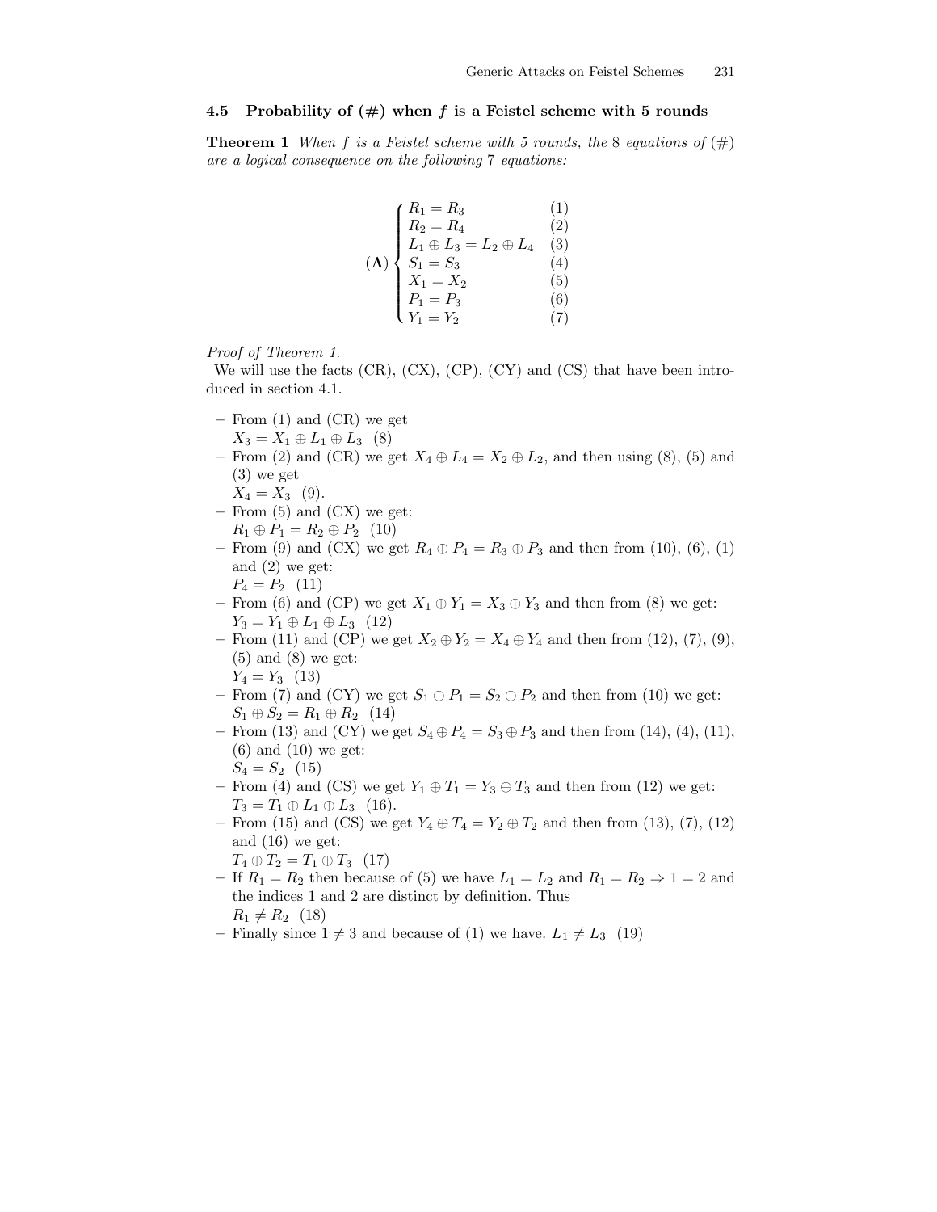### 4.5 Probability of (#) when $f$ is a Feistel scheme with 5 rounds

**Theorem 1** *When $f$ is a Feistel scheme with 5 rounds, the 8 equations of (#) are a logical consequence on the following 7 equations:*

$$
(\mathbf{\Lambda}) \begin{cases} R_1 = R_3 & (1) \\ R_2 = R_4 & (2) \\ L_1 \oplus L_3 = L_2 \oplus L_4 & (3) \\ S_1 = S_3 & (4) \\ X_1 = X_2 & (5) \\ P_1 = P_3 & (6) \\ Y_1 = Y_2 & (7) \end{cases}
$$

*Proof of Theorem 1.*

We will use the facts (CR), (CX), (CP), (CY) and (CS) that have been introduced in section 4.1.

- From (1) and (CR) we get
  $X_3 = X_1 \oplus L_1 \oplus L_3$ (8)
- From (2) and (CR) we get $X_4 \oplus L_4 = X_2 \oplus L_2$, and then using (8), (5) and (3) we get
  $X_4 = X_3$ (9).
- From (5) and (CX) we get:
  $R_1 \oplus P_1 = R_2 \oplus P_2$ (10)
- From (9) and (CX) we get $R_4 \oplus P_4 = R_3 \oplus P_3$ and then from (10), (6), (1) and (2) we get:
  $P_4 = P_2$ (11)
- From (6) and (CP) we get $X_1 \oplus Y_1 = X_3 \oplus Y_3$ and then from (8) we get:
  $Y_3 = Y_1 \oplus L_1 \oplus L_3$ (12)
- From (11) and (CP) we get $X_2 \oplus Y_2 = X_4 \oplus Y_4$ and then from (12), (7), (9), (5) and (8) we get:
  $Y_4 = Y_3$ (13)
- From (7) and (CY) we get $S_1 \oplus P_1 = S_2 \oplus P_2$ and then from (10) we get:
  $S_1 \oplus S_2 = R_1 \oplus R_2$ (14)
- From (13) and (CY) we get $S_4 \oplus P_4 = S_3 \oplus P_3$ and then from (14), (4), (11), (6) and (10) we get:
  $S_4 = S_2$ (15)
- From (4) and (CS) we get $Y_1 \oplus T_1 = Y_3 \oplus T_3$ and then from (12) we get:
  $T_3 = T_1 \oplus L_1 \oplus L_3$ (16).
- From (15) and (CS) we get $Y_4 \oplus T_4 = Y_2 \oplus T_2$ and then from (13), (7), (12) and (16) we get:
  $T_4 \oplus T_2 = T_1 \oplus T_3$ (17)
- If $R_1 = R_2$ then because of (5) we have $L_1 = L_2$ and $R_1 = R_2 \Rightarrow 1 = 2$ and the indices 1 and 2 are distinct by definition. Thus
  $R_1 \neq R_2$ (18)
- Finally since $1 \neq 3$ and because of (1) we have. $L_1 \neq L_3$ (19)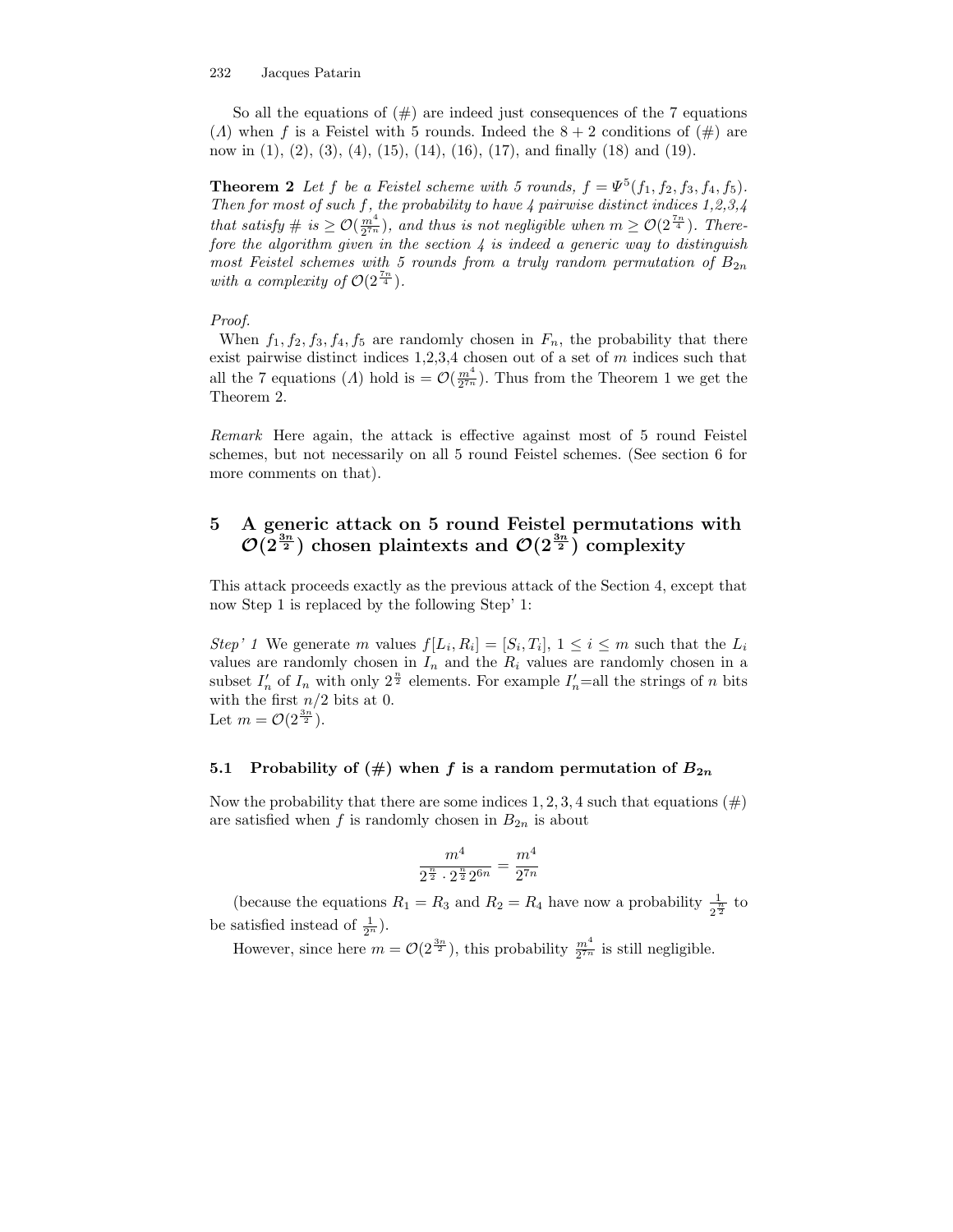So all the equations of (#) are indeed just consequences of the 7 equations ($\Lambda$) when $f$ is a Feistel with 5 rounds. Indeed the $8+2$ conditions of (#) are now in (1), (2), (3), (4), (15), (14), (16), (17), and finally (18) and (19).

**Theorem 2** *Let $f$ be a Feistel scheme with 5 rounds, $f = \Psi^5(f_1, f_2, f_3, f_4, f_5)$. Then for most of such $f$, the probability to have 4 pairwise distinct indices 1,2,3,4 that satisfy # is $\geq \mathcal{O}(\frac{m^4}{2^{7n}})$, and thus is not negligible when $m \geq \mathcal{O}(2^{\frac{7n}{4}})$. Therefore the algorithm given in the section 4 is indeed a generic way to distinguish most Feistel schemes with 5 rounds from a truly random permutation of $B_{2n}$ with a complexity of $\mathcal{O}(2^{\frac{7n}{4}})$.*

*Proof.*

When $f_1, f_2, f_3, f_4, f_5$ are randomly chosen in $F_n$, the probability that there exist pairwise distinct indices 1,2,3,4 chosen out of a set of $m$ indices such that all the 7 equations ($\Lambda$) hold is $= \mathcal{O}(\frac{m^4}{2^{7n}})$. Thus from the Theorem 1 we get the Theorem 2.

*Remark* Here again, the attack is effective against most of 5 round Feistel schemes, but not necessarily on all 5 round Feistel schemes. (See section 6 for more comments on that).

## 5 A generic attack on 5 round Feistel permutations with $\mathcal{O}(2^{\frac{3n}{2}})$ chosen plaintexts and $\mathcal{O}(2^{\frac{3n}{2}})$ complexity

This attack proceeds exactly as the previous attack of the Section 4, except that now Step 1 is replaced by the following Step' 1:

*Step' 1* We generate $m$ values $f[L_i, R_i] = [S_i, T_i]$, $1 \leq i \leq m$ such that the $L_i$ values are randomly chosen in $I_n$ and the $R_i$ values are randomly chosen in a subset $I'_n$ of $I_n$ with only $2^{\frac{n}{2}}$ elements. For example $I'_n$=all the strings of $n$ bits with the first $n/2$ bits at 0.
Let $m = \mathcal{O}(2^{\frac{3n}{2}})$.

### 5.1 Probability of (#) when $f$ is a random permutation of $B_{2n}$

Now the probability that there are some indices $1, 2, 3, 4$ such that equations (#) are satisfied when $f$ is randomly chosen in $B_{2n}$ is about

$$\frac{m^4}{2^{\frac{n}{2}} \cdot 2^{\frac{n}{2}} 2^{6n}} = \frac{m^4}{2^{7n}}$$

(because the equations $R_1 = R_3$ and $R_2 = R_4$ have now a probability $\frac{1}{2^{\frac{n}{2}}}$ to be satisfied instead of $\frac{1}{2^n}$).

However, since here $m = \mathcal{O}(2^{\frac{3n}{2}})$, this probability $\frac{m^4}{2^{7n}}$ is still negligible.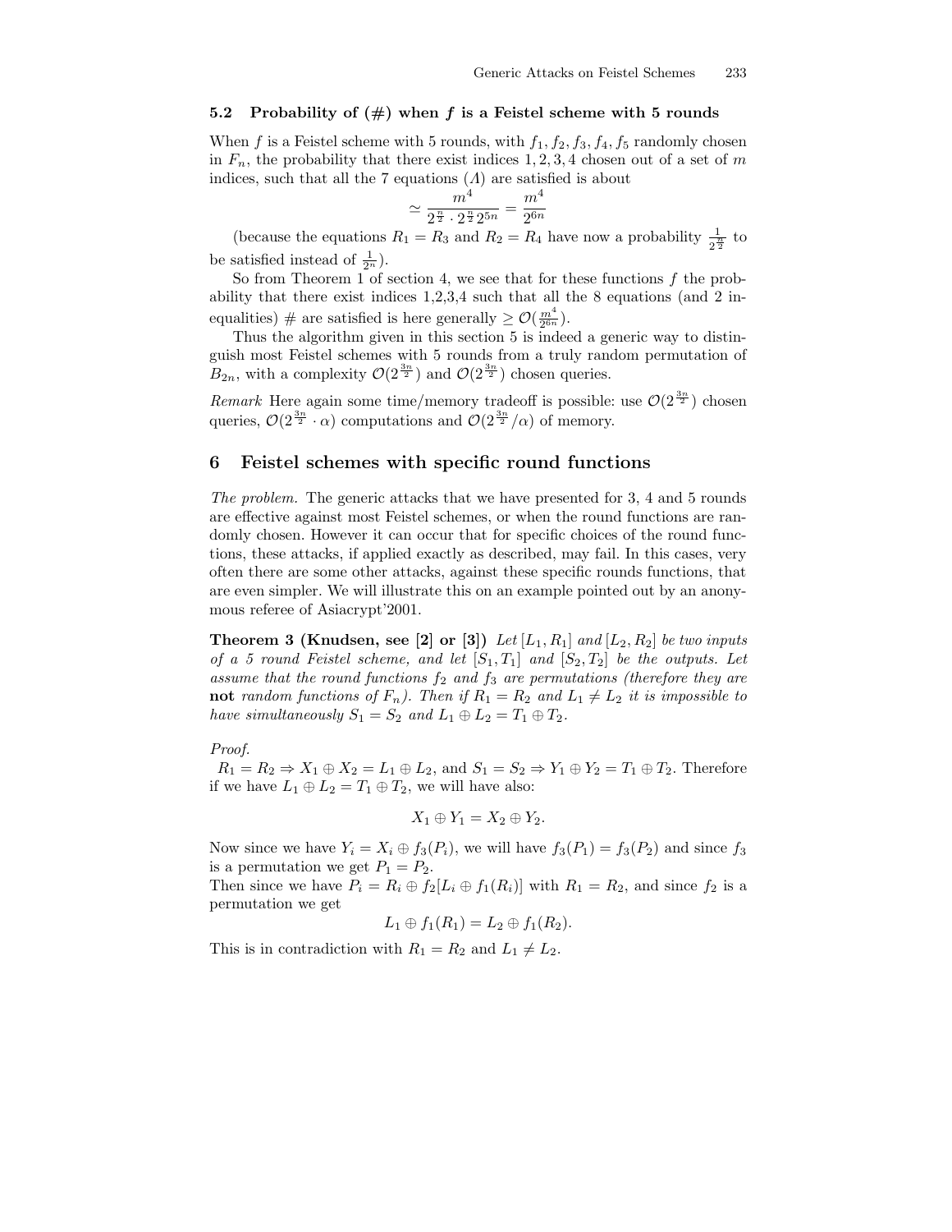### 5.2 Probability of (#) when $f$ is a Feistel scheme with 5 rounds

When $f$ is a Feistel scheme with 5 rounds, with $f_1, f_2, f_3, f_4, f_5$ randomly chosen in $F_n$, the probability that there exist indices $1, 2, 3, 4$ chosen out of a set of $m$ indices, such that all the 7 equations ($\Lambda$) are satisfied is about

$$\simeq \frac{m^4}{2^{\frac{n}{2}} \cdot 2^{\frac{n}{2}} 2^{5n}} = \frac{m^4}{2^{6n}}$$

(because the equations $R_1 = R_3$ and $R_2 = R_4$ have now a probability $\frac{1}{2^{\frac{n}{2}}}$ to be satisfied instead of $\frac{1}{2^n}$).

So from Theorem 1 of section 4, we see that for these functions $f$ the probability that there exist indices 1,2,3,4 such that all the 8 equations (and 2 inequalities) # are satisfied is here generally $\geq \mathcal{O}(\frac{m^4}{2^{6n}})$.

Thus the algorithm given in this section 5 is indeed a generic way to distinguish most Feistel schemes with 5 rounds from a truly random permutation of $B_{2n}$, with a complexity $\mathcal{O}(2^{\frac{3n}{2}})$ and $\mathcal{O}(2^{\frac{3n}{2}})$ chosen queries.

*Remark* Here again some time/memory tradeoff is possible: use $\mathcal{O}(2^{\frac{3n}{2}})$ chosen queries, $\mathcal{O}(2^{\frac{3n}{2}} \cdot \alpha)$ computations and $\mathcal{O}(2^{\frac{3n}{2}}/\alpha)$ of memory.

## 6 Feistel schemes with specific round functions

*The problem.* The generic attacks that we have presented for 3, 4 and 5 rounds are effective against most Feistel schemes, or when the round functions are randomly chosen. However it can occur that for specific choices of the round functions, these attacks, if applied exactly as described, may fail. In this cases, very often there are some other attacks, against these specific rounds functions, that are even simpler. We will illustrate this on an example pointed out by an anonymous referee of Asiacrypt'2001.

**Theorem 3 (Knudsen, see [2] or [3])** *Let $[L_1, R_1]$ and $[L_2, R_2]$ be two inputs of a 5 round Feistel scheme, and let $[S_1, T_1]$ and $[S_2, T_2]$ be the outputs. Let assume that the round functions $f_2$ and $f_3$ are permutations (therefore they are* **not** *random functions of $F_n$). Then if $R_1 = R_2$ and $L_1 \neq L_2$ it is impossible to have simultaneously $S_1 = S_2$ and $L_1 \oplus L_2 = T_1 \oplus T_2$.*

*Proof.*

$R_1 = R_2 \Rightarrow X_1 \oplus X_2 = L_1 \oplus L_2$, and $S_1 = S_2 \Rightarrow Y_1 \oplus Y_2 = T_1 \oplus T_2$. Therefore if we have $L_1 \oplus L_2 = T_1 \oplus T_2$, we will have also:

$$X_1 \oplus Y_1 = X_2 \oplus Y_2.$$

Now since we have $Y_i = X_i \oplus f_3(P_i)$, we will have $f_3(P_1) = f_3(P_2)$ and since $f_3$ is a permutation we get $P_1 = P_2$.

Then since we have $P_i = R_i \oplus f_2[L_i \oplus f_1(R_i)]$ with $R_1 = R_2$, and since $f_2$ is a permutation we get

$$L_1 \oplus f_1(R_1) = L_2 \oplus f_1(R_2).$$

This is in contradiction with $R_1 = R_2$ and $L_1 \neq L_2$.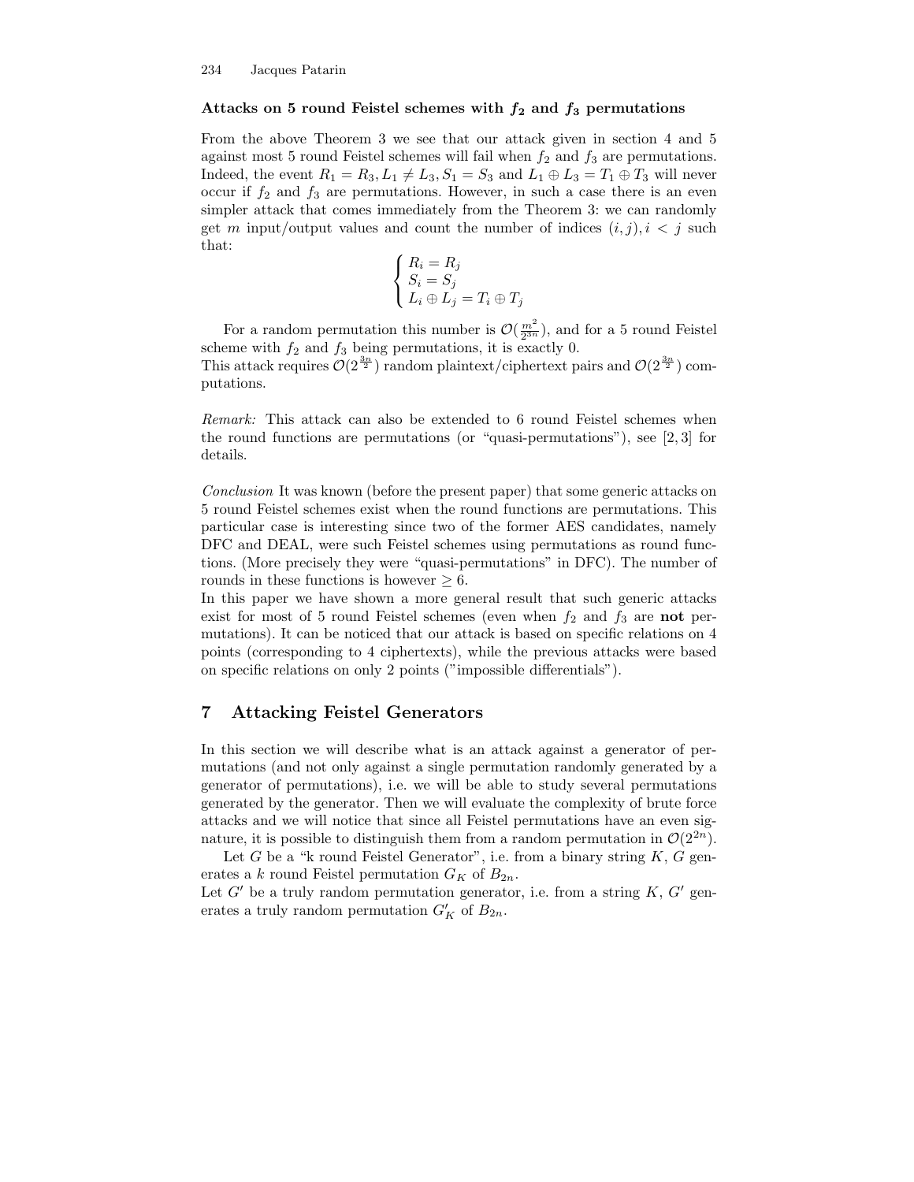#### Attacks on 5 round Feistel schemes with $f_2$ and $f_3$ permutations

From the above Theorem 3 we see that our attack given in section 4 and 5 against most 5 round Feistel schemes will fail when $f_2$ and $f_3$ are permutations. Indeed, the event $R_1 = R_3, L_1 \neq L_3, S_1 = S_3$ and $L_1 \oplus L_3 = T_1 \oplus T_3$ will never occur if $f_2$ and $f_3$ are permutations. However, in such a case there is an even simpler attack that comes immediately from the Theorem 3: we can randomly get $m$ input/output values and count the number of indices $(i,j), i < j$ such that:

$$\begin{cases} R_i = R_j \\ S_i = S_j \\ L_i \oplus L_j = T_i \oplus T_j \end{cases}$$

For a random permutation this number is $\mathcal{O}(\frac{m^2}{2^{3n}})$, and for a 5 round Feistel scheme with $f_2$ and $f_3$ being permutations, it is exactly 0.
This attack requires $\mathcal{O}(2^{\frac{3n}{2}})$ random plaintext/ciphertext pairs and $\mathcal{O}(2^{\frac{3n}{2}})$ computations.

*Remark:* This attack can also be extended to 6 round Feistel schemes when the round functions are permutations (or "quasi-permutations"), see [2, 3] for details.

*Conclusion* It was known (before the present paper) that some generic attacks on 5 round Feistel schemes exist when the round functions are permutations. This particular case is interesting since two of the former AES candidates, namely DFC and DEAL, were such Feistel schemes using permutations as round functions. (More precisely they were "quasi-permutations" in DFC). The number of rounds in these functions is however $\geq 6$.
In this paper we have shown a more general result that such generic attacks exist for most of 5 round Feistel schemes (even when $f_2$ and $f_3$ are **not** permutations). It can be noticed that our attack is based on specific relations on 4 points (corresponding to 4 ciphertexts), while the previous attacks were based on specific relations on only 2 points ("impossible differentials").

## 7 Attacking Feistel Generators

In this section we will describe what is an attack against a generator of permutations (and not only against a single permutation randomly generated by a generator of permutations), i.e. we will be able to study several permutations generated by the generator. Then we will evaluate the complexity of brute force attacks and we will notice that since all Feistel permutations have an even signature, it is possible to distinguish them from a random permutation in $\mathcal{O}(2^{2n})$.

Let $G$ be a "k round Feistel Generator", i.e. from a binary string $K$, $G$ generates a $k$ round Feistel permutation $G_K$ of $B_{2n}$.
Let $G'$ be a truly random permutation generator, i.e. from a string $K$, $G'$ generates a truly random permutation $G'_K$ of $B_{2n}$.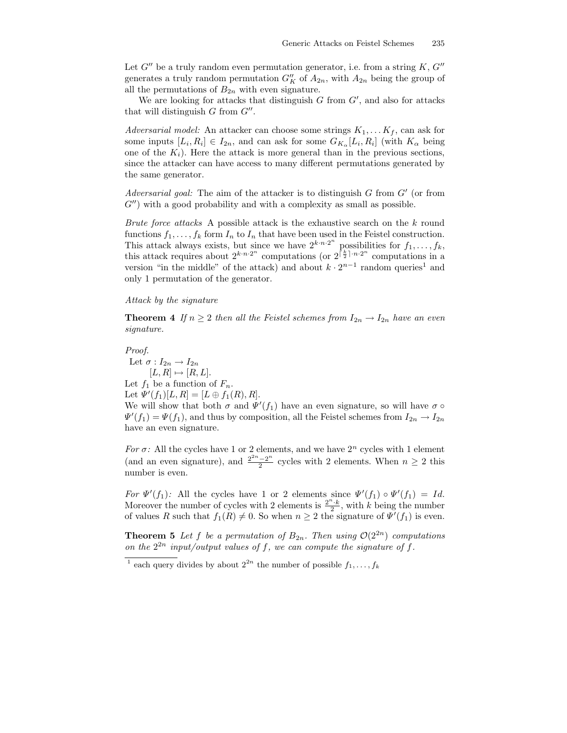Let $G''$ be a truly random even permutation generator, i.e. from a string $K$, $G''$ generates a truly random permutation $G''_K$ of $A_{2n}$, with $A_{2n}$ being the group of all the permutations of $B_{2n}$ with even signature.

We are looking for attacks that distinguish $G$ from $G'$, and also for attacks that will distinguish $G$ from $G''$.

*Adversarial model:* An attacker can choose some strings $K_1, \dots K_f$, can ask for some inputs $[L_i, R_i] \in I_{2n}$, and can ask for some $G_{K_\alpha}[L_i, R_i]$ (with $K_\alpha$ being one of the $K_i$). Here the attack is more general than in the previous sections, since the attacker can have access to many different permutations generated by the same generator.

*Adversarial goal:* The aim of the attacker is to distinguish $G$ from $G'$ (or from $G''$) with a good probability and with a complexity as small as possible.

*Brute force attacks* A possible attack is the exhaustive search on the $k$ round functions $f_1, \dots, f_k$ form $I_n$ to $I_n$ that have been used in the Feistel construction. This attack always exists, but since we have $2^{k \cdot n \cdot 2^n}$ possibilities for $f_1, \dots, f_k$, this attack requires about $2^{k \cdot n \cdot 2^n}$ computations (or $2^{\lceil \frac{k}{2} \rceil \cdot n \cdot 2^n}$ computations in a version "in the middle" of the attack) and about $k \cdot 2^{n-1}$ random queries[1] and only 1 permutation of the generator.

*Attack by the signature*

**Theorem 4** *If $n \geq 2$ then all the Feistel schemes from $I_{2n} \to I_{2n}$ have an even signature.*

*Proof.*
Let $\sigma : I_{2n} \to I_{2n}$
$[L, R] \mapsto [R, L]$.
Let $f_1$ be a function of $F_n$.
Let $\Psi'(f_1)[L, R] = [L \oplus f_1(R), R]$.
We will show that both $\sigma$ and $\Psi'(f_1)$ have an even signature, so will have $\sigma \circ \Psi'(f_1) = \Psi(f_1)$, and thus by composition, all the Feistel schemes from $I_{2n} \to I_{2n}$ have an even signature.

*For $\sigma$:* All the cycles have 1 or 2 elements, and we have $2^n$ cycles with 1 element (and an even signature), and $\frac{2^{2n} - 2^n}{2}$ cycles with 2 elements. When $n \geq 2$ this number is even.

*For $\Psi'(f_1)$:* All the cycles have 1 or 2 elements since $\Psi'(f_1) \circ \Psi'(f_1) = Id$. Moreover the number of cycles with 2 elements is $\frac{2^n \cdot k}{2}$, with $k$ being the number of values $R$ such that $f_1(R) \neq 0$. So when $n \geq 2$ the signature of $\Psi'(f_1)$ is even.

**Theorem 5** *Let $f$ be a permutation of $B_{2n}$. Then using $\mathcal{O}(2^{2n})$ computations on the $2^{2n}$ input/output values of $f$, we can compute the signature of $f$.*

[1] each query divides by about $2^{2n}$ the number of possible $f_1, \dots, f_k$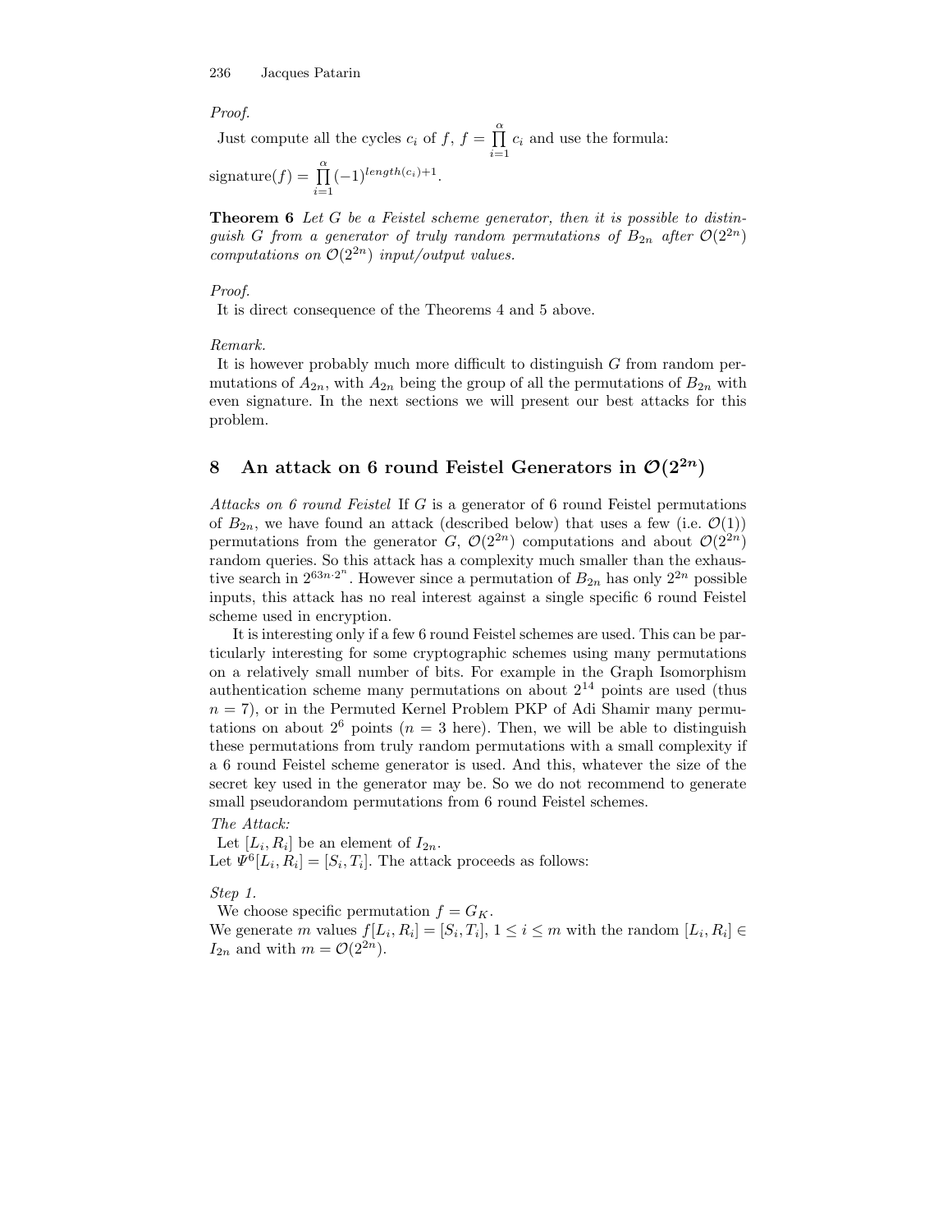*Proof.*

Just compute all the cycles $c_i$ of $f$, $f = \prod_{i=1}^{\alpha} c_i$ and use the formula:

signature$(f) = \prod_{i=1}^{\alpha} (-1)^{length(c_i)+1}$.

**Theorem 6** *Let $G$ be a Feistel scheme generator, then it is possible to distinguish $G$ from a generator of truly random permutations of $B_{2n}$ after $\mathcal{O}(2^{2n})$ computations on $\mathcal{O}(2^{2n})$ input/output values.*

*Proof.*

It is direct consequence of the Theorems 4 and 5 above.

*Remark.*

It is however probably much more difficult to distinguish $G$ from random permutations of $A_{2n}$, with $A_{2n}$ being the group of all the permutations of $B_{2n}$ with even signature. In the next sections we will present our best attacks for this problem.

## 8 An attack on 6 round Feistel Generators in $\mathcal{O}(2^{2n})$

*Attacks on 6 round Feistel* If $G$ is a generator of 6 round Feistel permutations of $B_{2n}$, we have found an attack (described below) that uses a few (i.e. $\mathcal{O}(1)$) permutations from the generator $G$, $\mathcal{O}(2^{2n})$ computations and about $\mathcal{O}(2^{2n})$ random queries. So this attack has a complexity much smaller than the exhaustive search in $2^{63n \cdot 2^n}$. However since a permutation of $B_{2n}$ has only $2^{2n}$ possible inputs, this attack has no real interest against a single specific 6 round Feistel scheme used in encryption.

It is interesting only if a few 6 round Feistel schemes are used. This can be particularly interesting for some cryptographic schemes using many permutations on a relatively small number of bits. For example in the Graph Isomorphism authentication scheme many permutations on about $2^{14}$ points are used (thus $n = 7$), or in the Permuted Kernel Problem PKP of Adi Shamir many permutations on about $2^6$ points ($n = 3$ here). Then, we will be able to distinguish these permutations from truly random permutations with a small complexity if a 6 round Feistel scheme generator is used. And this, whatever the size of the secret key used in the generator may be. So we do not recommend to generate small pseudorandom permutations from 6 round Feistel schemes.

*The Attack:*

Let $[L_i, R_i]$ be an element of $I_{2n}$.
Let $\Psi^6[L_i, R_i] = [S_i, T_i]$. The attack proceeds as follows:

*Step 1.*

We choose specific permutation $f = G_K$.
We generate $m$ values $f[L_i, R_i] = [S_i, T_i]$, $1 \leq i \leq m$ with the random $[L_i, R_i] \in I_{2n}$ and with $m = \mathcal{O}(2^{2n})$.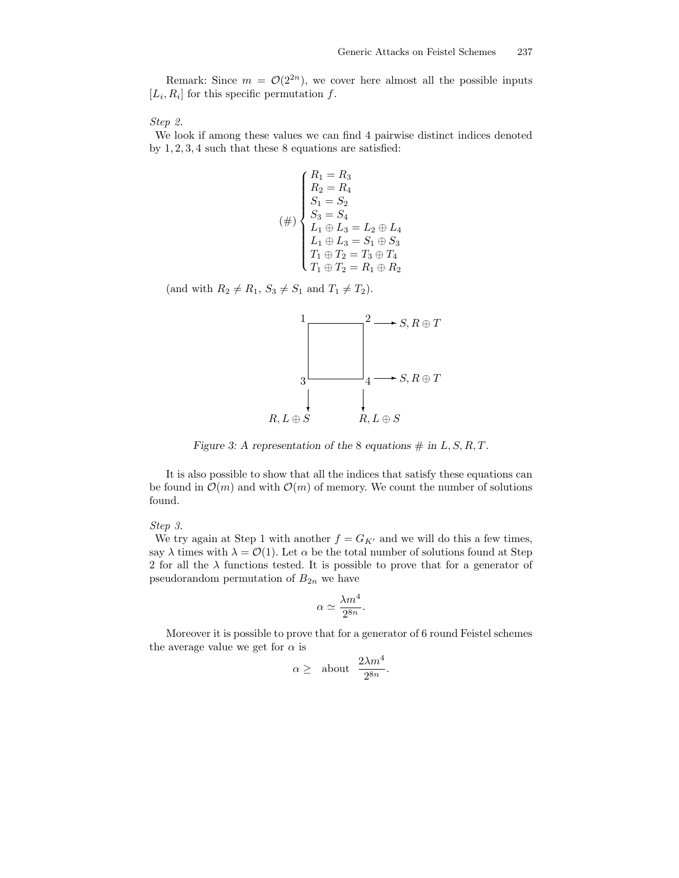Remark: Since $m = \mathcal{O}(2^{2n})$, we cover here almost all the possible inputs $[L_i, R_i]$ for this specific permutation $f$.

*Step 2.*
We look if among these values we can find 4 pairwise distinct indices denoted by $1, 2, 3, 4$ such that these 8 equations are satisfied:

$$(\#) \begin{cases} R_1 = R_3 \\ R_2 = R_4 \\ S_1 = S_2 \\ S_3 = S_4 \\ L_1 \oplus L_3 = L_2 \oplus L_4 \\ L_1 \oplus L_3 = S_1 \oplus S_3 \\ T_1 \oplus T_2 = T_3 \oplus T_4 \\ T_1 \oplus T_2 = R_1 \oplus R_2 \end{cases}$$

(and with $R_2 \neq R_1$, $S_3 \neq S_1$ and $T_1 \neq T_2$).

*Figure 3: A representation of the 8 equations # in $L, S, R, T$.*

It is also possible to show that all the indices that satisfy these equations can be found in $\mathcal{O}(m)$ and with $\mathcal{O}(m)$ of memory. We count the number of solutions found.

*Step 3.*
We try again at Step 1 with another $f = G_{K'}$ and we will do this a few times, say $\lambda$ times with $\lambda = \mathcal{O}(1)$. Let $\alpha$ be the total number of solutions found at Step 2 for all the $\lambda$ functions tested. It is possible to prove that for a generator of pseudorandom permutation of $B_{2n}$ we have

$$\alpha \simeq \frac{\lambda m^4}{2^{8n}}.$$

Moreover it is possible to prove that for a generator of 6 round Feistel schemes the average value we get for $\alpha$ is

$$\alpha \geq \text{ about } \frac{2\lambda m^4}{2^{8n}}.$$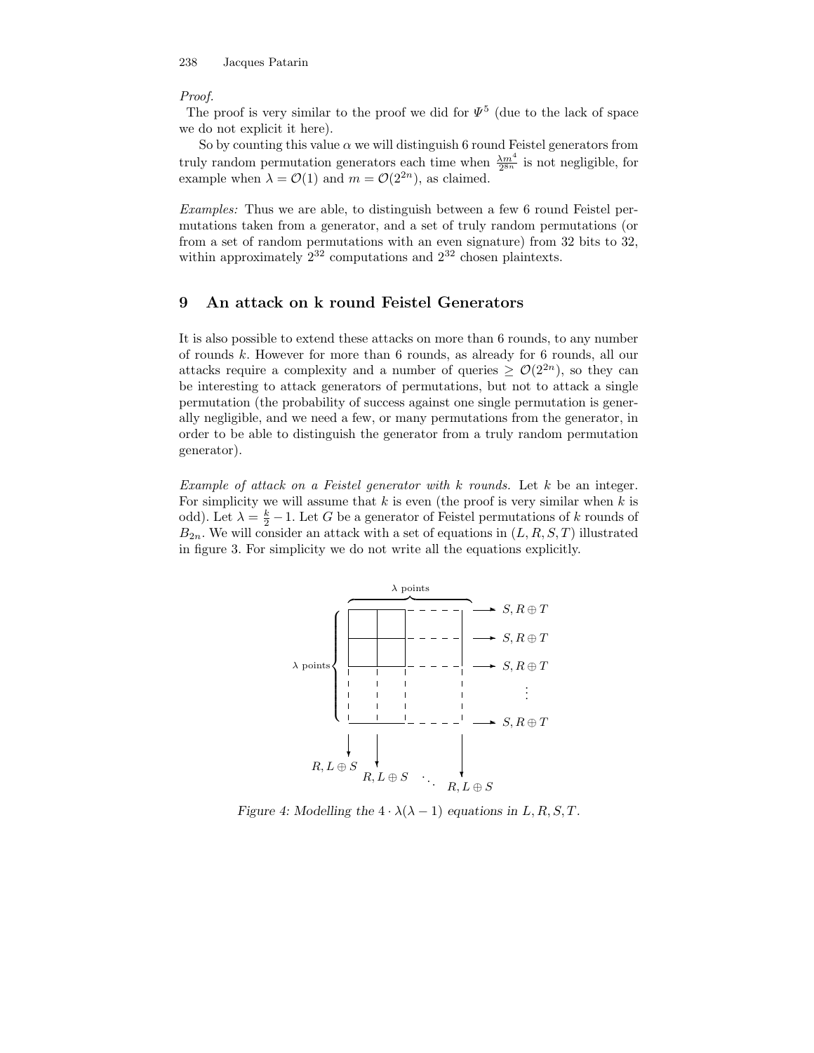*Proof.*
The proof is very similar to the proof we did for $\Psi^5$ (due to the lack of space we do not explicit it here).

So by counting this value $\alpha$ we will distinguish 6 round Feistel generators from truly random permutation generators each time when $\frac{\lambda m^4}{2^{8n}}$ is not negligible, for example when $\lambda = \mathcal{O}(1)$ and $m = \mathcal{O}(2^{2n})$, as claimed.

*Examples:* Thus we are able, to distinguish between a few 6 round Feistel permutations taken from a generator, and a set of truly random permutations (or from a set of random permutations with an even signature) from 32 bits to 32, within approximately $2^{32}$ computations and $2^{32}$ chosen plaintexts.

## 9 An attack on k round Feistel Generators

It is also possible to extend these attacks on more than 6 rounds, to any number of rounds $k$. However for more than 6 rounds, as already for 6 rounds, all our attacks require a complexity and a number of queries $\geq \mathcal{O}(2^{2n})$, so they can be interesting to attack generators of permutations, but not to attack a single permutation (the probability of success against one single permutation is generally negligible, and we need a few, or many permutations from the generator, in order to be able to distinguish the generator from a truly random permutation generator).

*Example of attack on a Feistel generator with k rounds.* Let $k$ be an integer. For simplicity we will assume that $k$ is even (the proof is very similar when $k$ is odd). Let $\lambda = \frac{k}{2} - 1$. Let $G$ be a generator of Feistel permutations of $k$ rounds of $B_{2n}$. We will consider an attack with a set of equations in $(L, R, S, T)$ illustrated in figure 3. For simplicity we do not write all the equations explicitly.

*Figure 4: Modelling the $4 \cdot \lambda(\lambda - 1)$ equations in $L, R, S, T$.*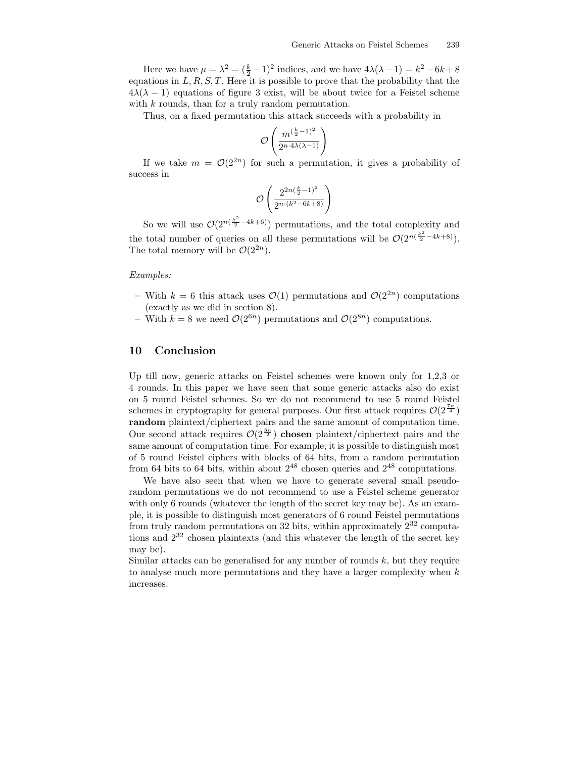Here we have $\mu = \lambda^2 = (\frac{k}{2}-1)^2$ indices, and we have $4\lambda(\lambda-1) = k^2 - 6k + 8$ equations in $L, R, S, T$. Here it is possible to prove that the probability that the $4\lambda(\lambda-1)$ equations of figure 3 exist, will be about twice for a Feistel scheme with $k$ rounds, than for a truly random permutation.

Thus, on a fixed permutation this attack succeeds with a probability in

$$\mathcal{O}\left(\frac{m^{(\frac{k}{2}-1)^2}}{2^{n \cdot 4\lambda(\lambda-1)}}\right)$$

If we take $m = \mathcal{O}(2^{2n})$ for such a permutation, it gives a probability of success in

$$\mathcal{O}\left(\frac{2^{2n(\frac{k}{2}-1)^2}}{2^{n\cdot(k^2-6k+8)}}\right)$$

So we will use $\mathcal{O}(2^{n(\frac{k^2}{2}-4k+6)})$ permutations, and the total complexity and the total number of queries on all these permutations will be $\mathcal{O}(2^{n(\frac{k^2}{2}-4k+8)})$. The total memory will be $\mathcal{O}(2^{2n})$.

*Examples:*

- With $k = 6$ this attack uses $\mathcal{O}(1)$ permutations and $\mathcal{O}(2^{2n})$ computations (exactly as we did in section 8).
- With $k = 8$ we need $\mathcal{O}(2^{6n})$ permutations and $\mathcal{O}(2^{8n})$ computations.

## 10 Conclusion

Up till now, generic attacks on Feistel schemes were known only for 1,2,3 or 4 rounds. In this paper we have seen that some generic attacks also do exist on 5 round Feistel schemes. So we do not recommend to use 5 round Feistel schemes in cryptography for general purposes. Our first attack requires $\mathcal{O}(2^{\frac{7n}{4}})$ **random** plaintext/ciphertext pairs and the same amount of computation time. Our second attack requires $\mathcal{O}(2^{\frac{3n}{2}})$ **chosen** plaintext/ciphertext pairs and the same amount of computation time. For example, it is possible to distinguish most of 5 round Feistel ciphers with blocks of 64 bits, from a random permutation from 64 bits to 64 bits, within about $2^{48}$ chosen queries and $2^{48}$ computations.

We have also seen that when we have to generate several small pseudo-random permutations we do not recommend to use a Feistel scheme generator with only 6 rounds (whatever the length of the secret key may be). As an example, it is possible to distinguish most generators of 6 round Feistel permutations from truly random permutations on 32 bits, within approximately $2^{32}$ computations and $2^{32}$ chosen plaintexts (and this whatever the length of the secret key may be).

Similar attacks can be generalised for any number of rounds $k$, but they require to analyse much more permutations and they have a larger complexity when $k$ increases.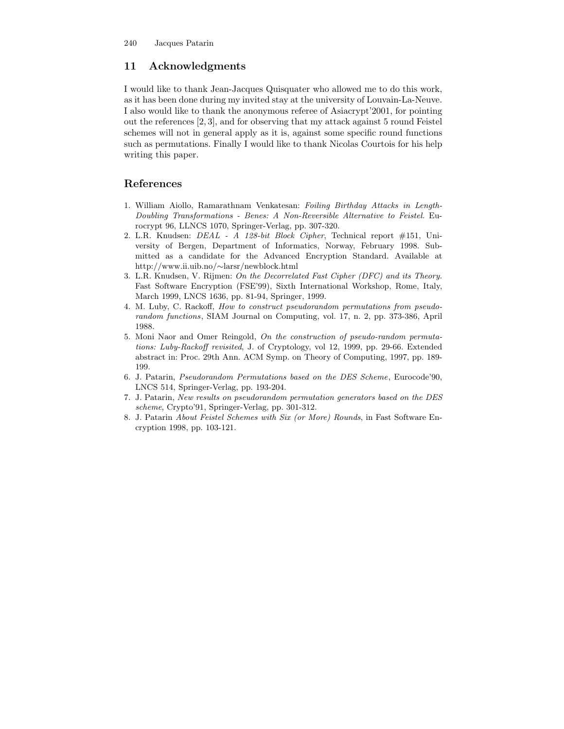## 11 Acknowledgments

I would like to thank Jean-Jacques Quisquater who allowed me to do this work, as it has been done during my invited stay at the university of Louvain-La-Neuve. I also would like to thank the anonymous referee of Asiacrypt'2001, for pointing out the references [2, 3], and for observing that my attack against 5 round Feistel schemes will not in general apply as it is, against some specific round functions such as permutations. Finally I would like to thank Nicolas Courtois for his help writing this paper.

## References

1. William Aiollo, Ramarathnam Venkatesan: *Foiling Birthday Attacks in Length-Doubling Transformations - Benes: A Non-Reversible Alternative to Feistel*. Eurocrypt 96, LLNCS 1070, Springer-Verlag, pp. 307-320.
2. L.R. Knudsen: *DEAL - A 128-bit Block Cipher*, Technical report #151, University of Bergen, Department of Informatics, Norway, February 1998. Submitted as a candidate for the Advanced Encryption Standard. Available at http://www.ii.uib.no/∼larsr/newblock.html
3. L.R. Knudsen, V. Rijmen: *On the Decorrelated Fast Cipher (DFC) and its Theory*. Fast Software Encryption (FSE'99), Sixth International Workshop, Rome, Italy, March 1999, LNCS 1636, pp. 81-94, Springer, 1999.
4. M. Luby, C. Rackoff, *How to construct pseudorandom permutations from pseudorandom functions*, SIAM Journal on Computing, vol. 17, n. 2, pp. 373-386, April 1988.
5. Moni Naor and Omer Reingold, *On the construction of pseudo-random permutations: Luby-Rackoff revisited*, J. of Cryptology, vol 12, 1999, pp. 29-66. Extended abstract in: Proc. 29th Ann. ACM Symp. on Theory of Computing, 1997, pp. 189-199.
6. J. Patarin, *Pseudorandom Permutations based on the DES Scheme*, Eurocode'90, LNCS 514, Springer-Verlag, pp. 193-204.
7. J. Patarin, *New results on pseudorandom permutation generators based on the DES scheme*, Crypto'91, Springer-Verlag, pp. 301-312.
8. J. Patarin *About Feistel Schemes with Six (or More) Rounds*, in Fast Software Encryption 1998, pp. 103-121.